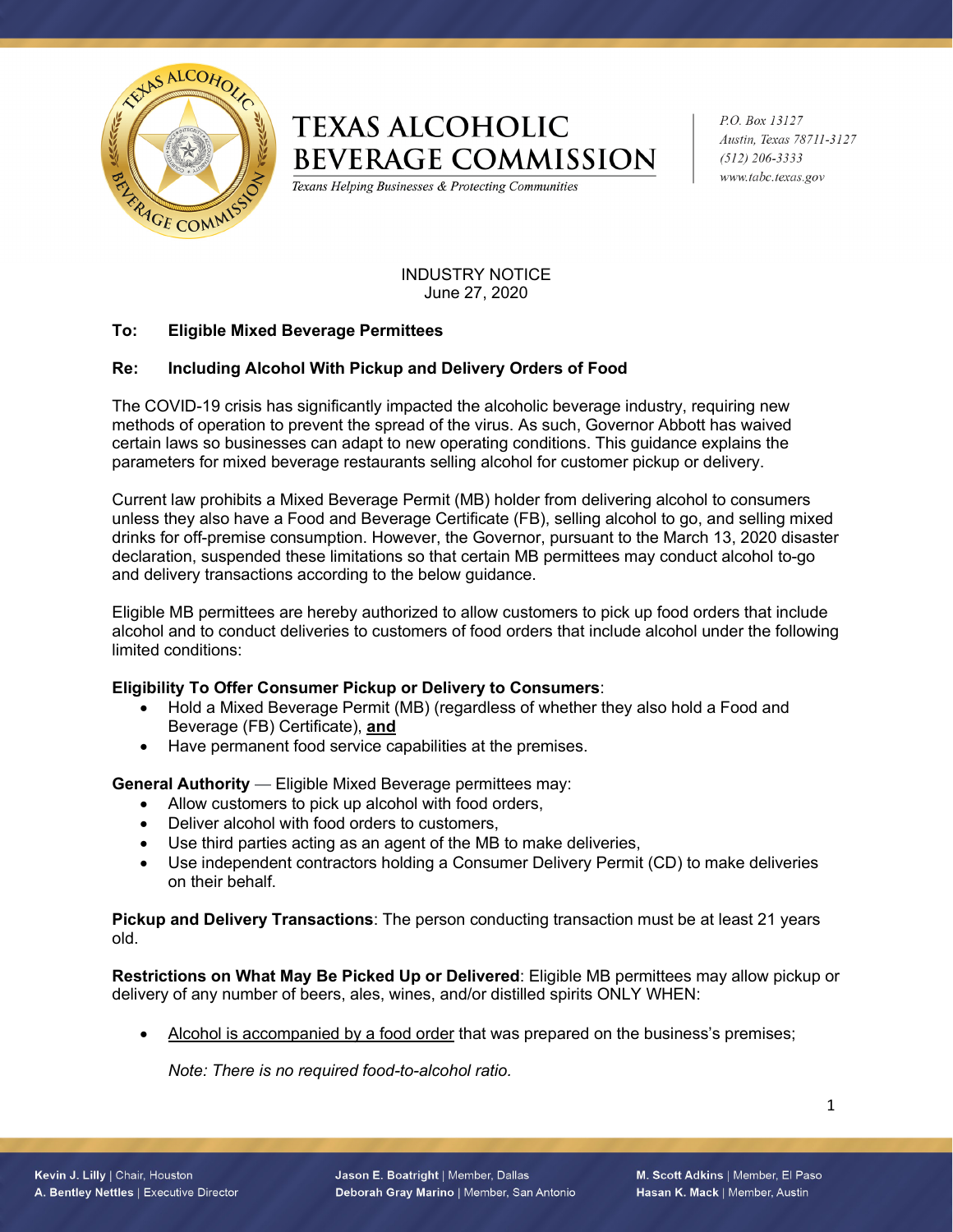# TEXAS ALCOHOLIC BEVERAGE COMMISSION

*Texans Helping Businesses & Protecting Communities*

*P.O. Box 13127*
*Austin, Texas 78711-3127*
*(512) 206-3333*
*www.tabc.texas.gov*

INDUSTRY NOTICE
June 27, 2020

**To: Eligible Mixed Beverage Permittees**

**Re: Including Alcohol With Pickup and Delivery Orders of Food**

The COVID-19 crisis has significantly impacted the alcoholic beverage industry, requiring new methods of operation to prevent the spread of the virus. As such, Governor Abbott has waived certain laws so businesses can adapt to new operating conditions. This guidance explains the parameters for mixed beverage restaurants selling alcohol for customer pickup or delivery.

Current law prohibits a Mixed Beverage Permit (MB) holder from delivering alcohol to consumers unless they also have a Food and Beverage Certificate (FB), selling alcohol to go, and selling mixed drinks for off-premise consumption. However, the Governor, pursuant to the March 13, 2020 disaster declaration, suspended these limitations so that certain MB permittees may conduct alcohol to-go and delivery transactions according to the below guidance.

Eligible MB permittees are hereby authorized to allow customers to pick up food orders that include alcohol and to conduct deliveries to customers of food orders that include alcohol under the following limited conditions:

**Eligibility To Offer Consumer Pickup or Delivery to Consumers**:

- Hold a Mixed Beverage Permit (MB) (regardless of whether they also hold a Food and Beverage (FB) Certificate), <u>**and**</u>
- Have permanent food service capabilities at the premises.

**General Authority** — Eligible Mixed Beverage permittees may:

- Allow customers to pick up alcohol with food orders,
- Deliver alcohol with food orders to customers,
- Use third parties acting as an agent of the MB to make deliveries,
- Use independent contractors holding a Consumer Delivery Permit (CD) to make deliveries on their behalf.

**Pickup and Delivery Transactions**: The person conducting transaction must be at least 21 years old.

**Restrictions on What May Be Picked Up or Delivered**: Eligible MB permittees may allow pickup or delivery of any number of beers, ales, wines, and/or distilled spirits ONLY WHEN:

- <u>Alcohol is accompanied by a food order</u> that was prepared on the business's premises;

  *Note: There is no required food-to-alcohol ratio.*

Kevin J. Lilly | Chair, Houston
A. Bentley Nettles | Executive Director
Jason E. Boatright | Member, Dallas
Deborah Gray Marino | Member, San Antonio
M. Scott Adkins | Member, El Paso
Hasan K. Mack | Member, Austin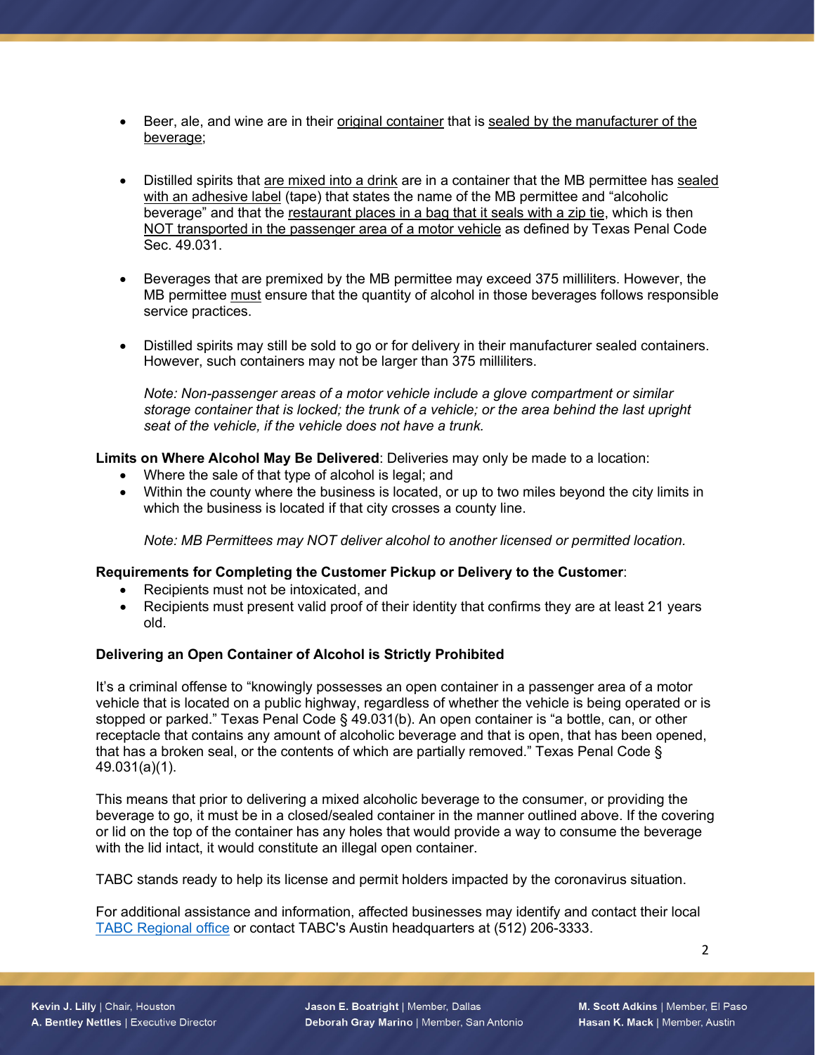- Beer, ale, and wine are in their original container that is sealed by the manufacturer of the beverage;

- Distilled spirits that are mixed into a drink are in a container that the MB permittee has sealed with an adhesive label (tape) that states the name of the MB permittee and "alcoholic beverage" and that the restaurant places in a bag that it seals with a zip tie, which is then NOT transported in the passenger area of a motor vehicle as defined by Texas Penal Code Sec. 49.031.

- Beverages that are premixed by the MB permittee may exceed 375 milliliters. However, the MB permittee must ensure that the quantity of alcohol in those beverages follows responsible service practices.

- Distilled spirits may still be sold to go or for delivery in their manufacturer sealed containers. However, such containers may not be larger than 375 milliliters.

  *Note: Non-passenger areas of a motor vehicle include a glove compartment or similar storage container that is locked; the trunk of a vehicle; or the area behind the last upright seat of the vehicle, if the vehicle does not have a trunk.*

**Limits on Where Alcohol May Be Delivered**: Deliveries may only be made to a location:

- Where the sale of that type of alcohol is legal; and
- Within the county where the business is located, or up to two miles beyond the city limits in which the business is located if that city crosses a county line.

  *Note: MB Permittees may NOT deliver alcohol to another licensed or permitted location.*

**Requirements for Completing the Customer Pickup or Delivery to the Customer**:

- Recipients must not be intoxicated, and
- Recipients must present valid proof of their identity that confirms they are at least 21 years old.

**Delivering an Open Container of Alcohol is Strictly Prohibited**

It's a criminal offense to "knowingly possesses an open container in a passenger area of a motor vehicle that is located on a public highway, regardless of whether the vehicle is being operated or is stopped or parked." Texas Penal Code § 49.031(b). An open container is "a bottle, can, or other receptacle that contains any amount of alcoholic beverage and that is open, that has been opened, that has a broken seal, or the contents of which are partially removed." Texas Penal Code § 49.031(a)(1).

This means that prior to delivering a mixed alcoholic beverage to the consumer, or providing the beverage to go, it must be in a closed/sealed container in the manner outlined above. If the covering or lid on the top of the container has any holes that would provide a way to consume the beverage with the lid intact, it would constitute an illegal open container.

TABC stands ready to help its license and permit holders impacted by the coronavirus situation.

For additional assistance and information, affected businesses may identify and contact their local TABC Regional office or contact TABC's Austin headquarters at (512) 206-3333.